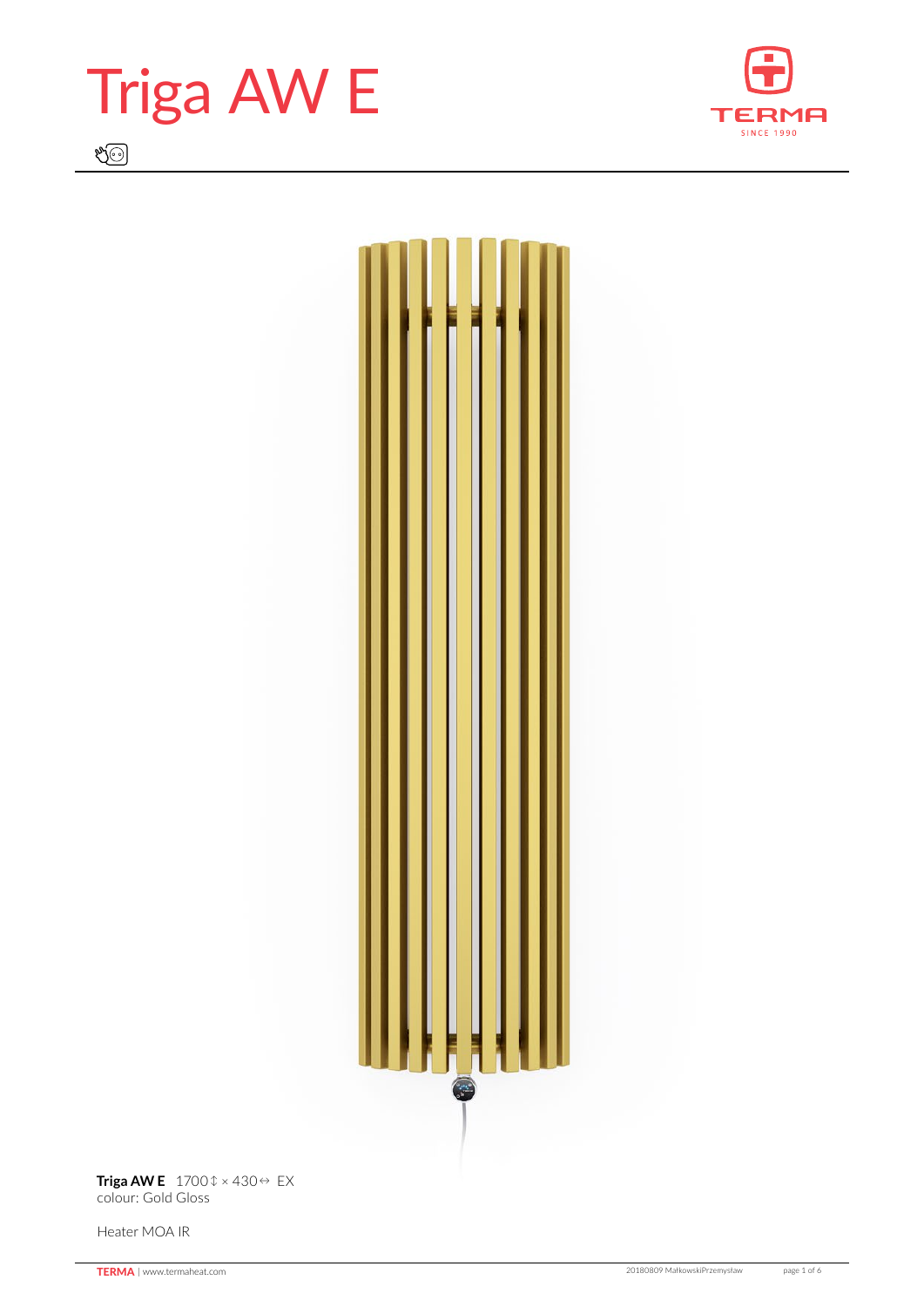# Triga AW E

**Triga AW E** 1700↕ × 430↔ EX
colour: Gold Gloss

Heater MOA IR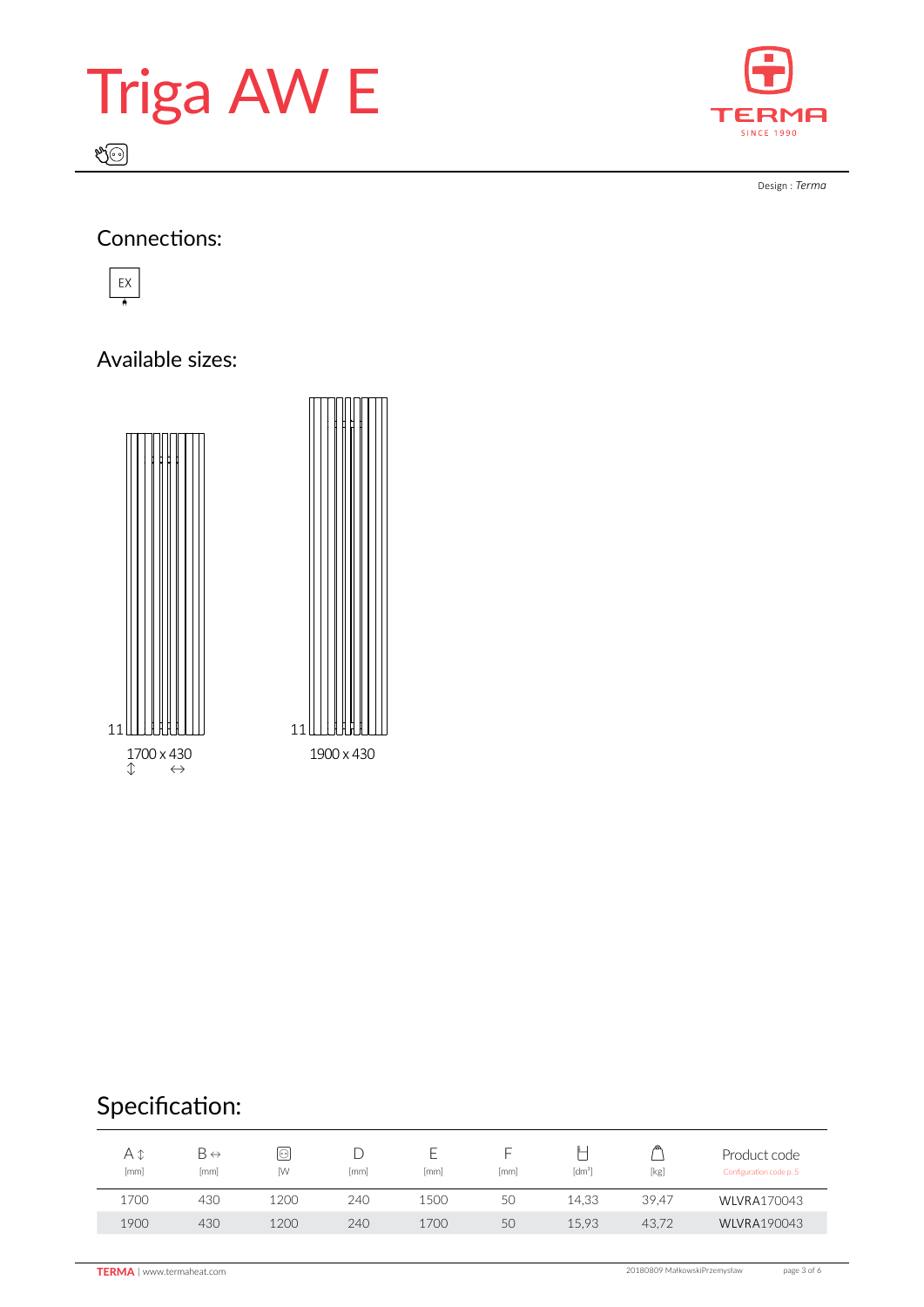# Triga AW E

Design : *Terma*

## Connections:

EX

## Available sizes:

11

1700 x 430

11

1900 x 430

## Specification:

| A ↕ [mm] | B ↔ [mm] | [W] | D [mm] | E [mm] | F [mm] | [dm³] | [kg] | Product code (Configuration code p. 5) |
|---|---|---|---|---|---|---|---|---|
| 1700 | 430 | 1200 | 240 | 1500 | 50 | 14,33 | 39,47 | WLVRA170043 |
| 1900 | 430 | 1200 | 240 | 1700 | 50 | 15,93 | 43,72 | WLVRA190043 |

TERMA | www.termaheat.com

20180809 MałkowskiPrzemysław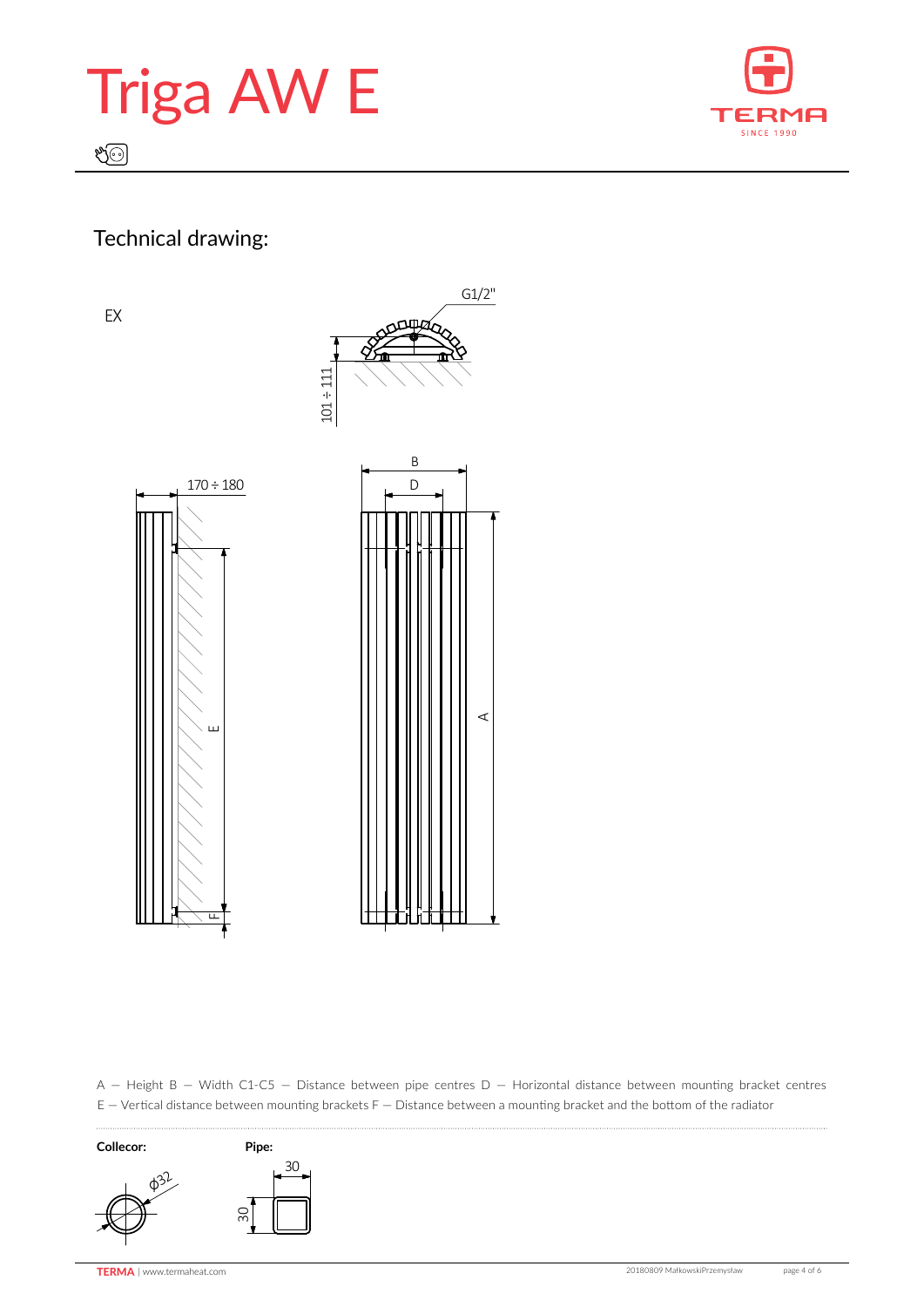# Triga AW E

## Technical drawing:

EX

G1/2"

101 ÷ 111

170 ÷ 180

B

D

E

F

A

A – Height B – Width C1-C5 – Distance between pipe centres D – Horizontal distance between mounting bracket centres E – Vertical distance between mounting brackets F – Distance between a mounting bracket and the bottom of the radiator

**Collecor:**

ϕ32

**Pipe:**

30

30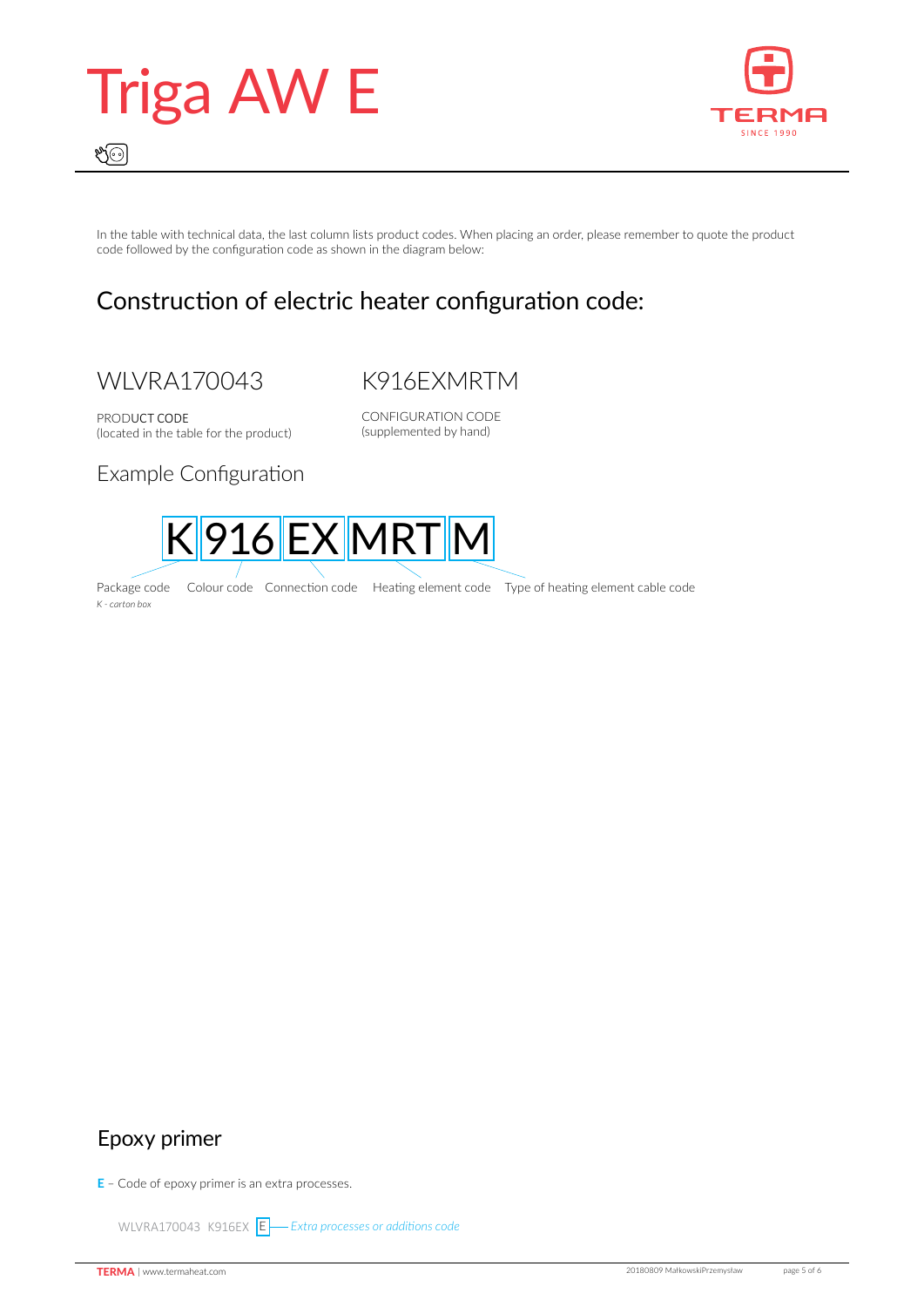# Triga AW E

In the table with technical data, the last column lists product codes. When placing an order, please remember to quote the product code followed by the configuration code as shown in the diagram below:

## Construction of electric heater configuration code:

WLVRA170043

PRODUCT CODE
(located in the table for the product)

K916EXMRTM

CONFIGURATION CODE
(supplemented by hand)

### Example Configuration

| K | 916 | EX | MRT | M |
|---|---|---|---|---|
| Package code | Colour code | Connection code | Heating element code | Type of heating element cable code |

*K - carton box*

## Epoxy primer

**E** – Code of epoxy primer is an extra processes.

WLVRA170043 K916EX E — *Extra processes or additions code*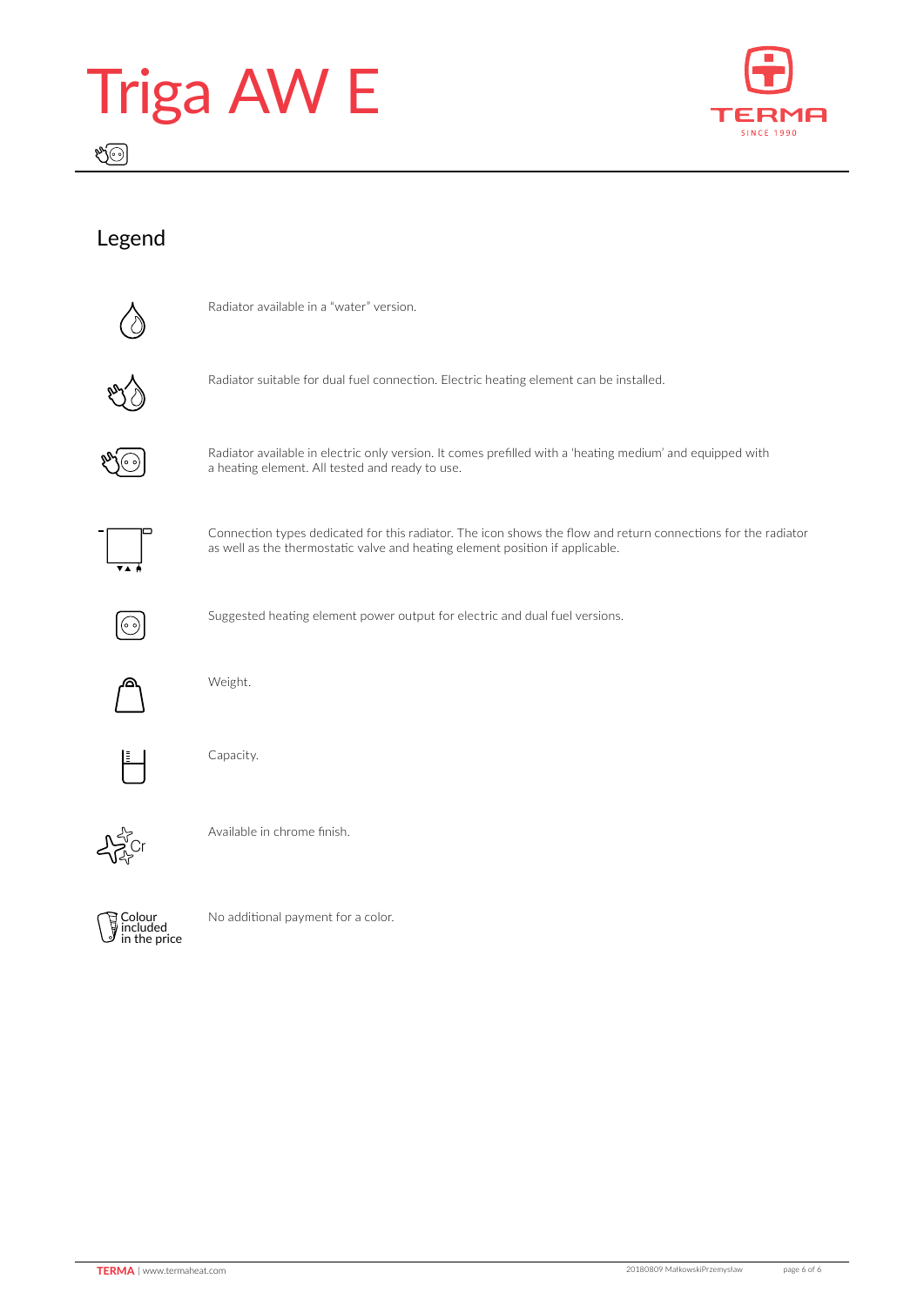# Triga AW E

## Legend

Radiator available in a "water" version.

Radiator suitable for dual fuel connection. Electric heating element can be installed.

Radiator available in electric only version. It comes prefilled with a 'heating medium' and equipped with a heating element. All tested and ready to use.

Connection types dedicated for this radiator. The icon shows the flow and return connections for the radiator as well as the thermostatic valve and heating element position if applicable.

Suggested heating element power output for electric and dual fuel versions.

Weight.

Capacity.

Cr

Available in chrome finish.

Colour included in the price

No additional payment for a color.